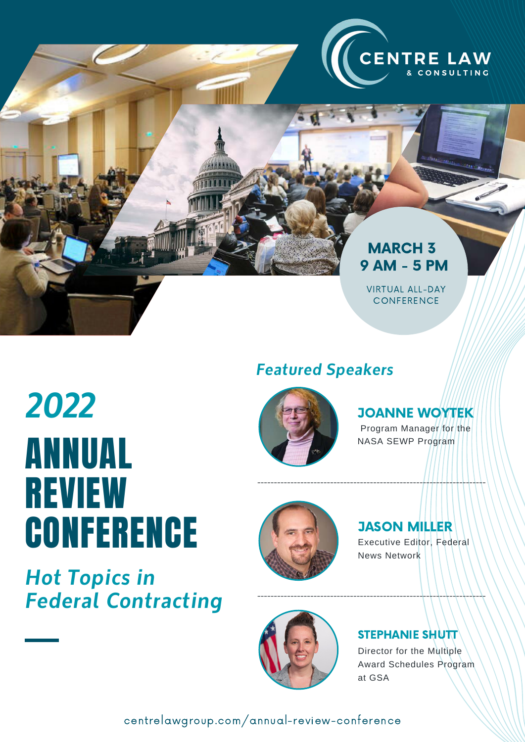CENTRE LAW & CONSULTING

**MARCH 3**
**9 AM - 5 PM**

VIRTUAL ALL-DAY CONFERENCE

# *2022*
# ANNUAL REVIEW CONFERENCE

## *Hot Topics in Federal Contracting*

## *Featured Speakers*

**JOANNE WOYTEK**
Program Manager for the NASA SEWP Program

---

**JASON MILLER**
Executive Editor, Federal News Network

---

**STEPHANIE SHUTT**
Director for the Multiple Award Schedules Program at GSA

centrelawgroup.com/annual-review-conference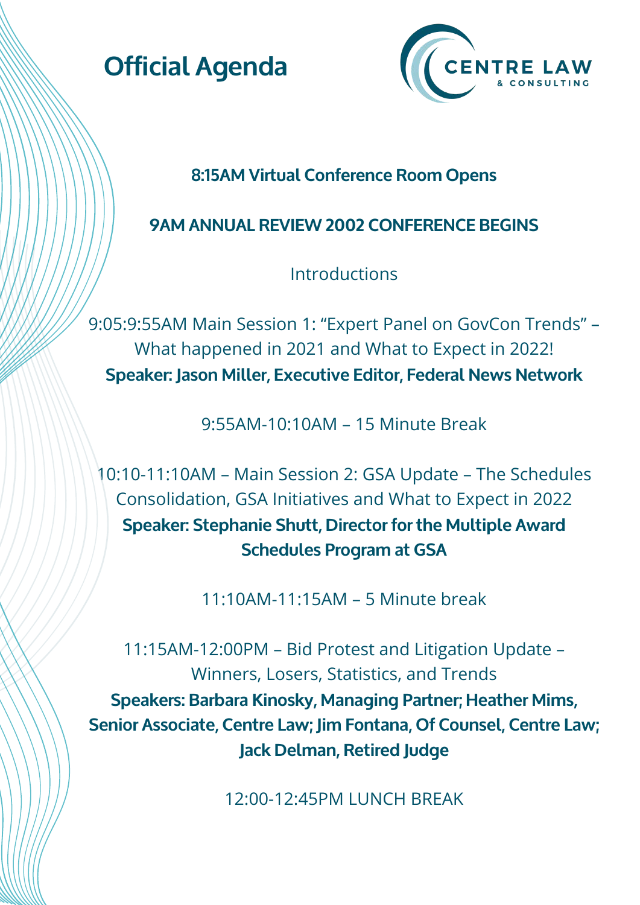# Official Agenda

CENTRE LAW & CONSULTING

**8:15AM Virtual Conference Room Opens**

**9AM ANNUAL REVIEW 2002 CONFERENCE BEGINS**

Introductions

9:05:9:55AM Main Session 1: "Expert Panel on GovCon Trends" – What happened in 2021 and What to Expect in 2022!
**Speaker: Jason Miller, Executive Editor, Federal News Network**

9:55AM-10:10AM – 15 Minute Break

10:10-11:10AM – Main Session 2: GSA Update – The Schedules Consolidation, GSA Initiatives and What to Expect in 2022
**Speaker: Stephanie Shutt, Director for the Multiple Award Schedules Program at GSA**

11:10AM-11:15AM – 5 Minute break

11:15AM-12:00PM – Bid Protest and Litigation Update – Winners, Losers, Statistics, and Trends
**Speakers: Barbara Kinosky, Managing Partner; Heather Mims, Senior Associate, Centre Law; Jim Fontana, Of Counsel, Centre Law; Jack Delman, Retired Judge**

12:00-12:45PM LUNCH BREAK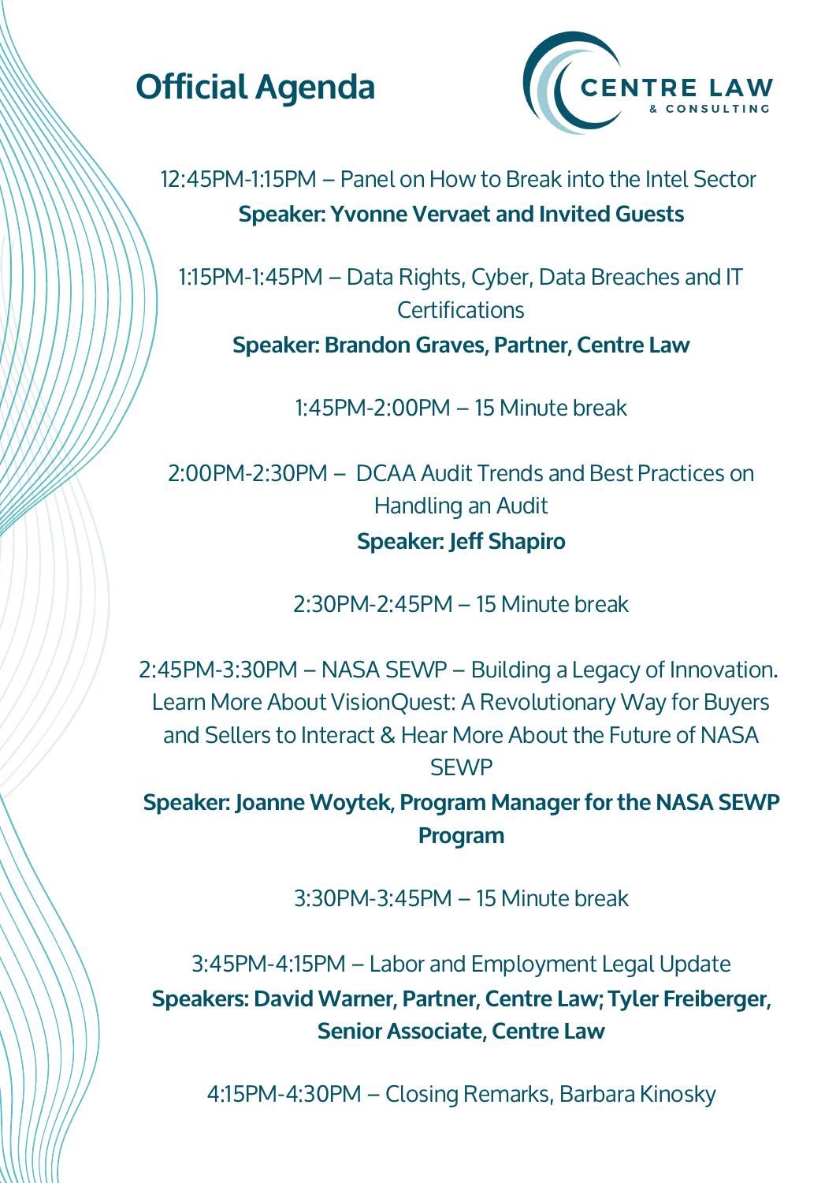# Official Agenda

CENTRE LAW & CONSULTING

12:45PM-1:15PM – Panel on How to Break into the Intel Sector
**Speaker: Yvonne Vervaet and Invited Guests**

1:15PM-1:45PM – Data Rights, Cyber, Data Breaches and IT Certifications
**Speaker: Brandon Graves, Partner, Centre Law**

1:45PM-2:00PM – 15 Minute break

2:00PM-2:30PM – DCAA Audit Trends and Best Practices on Handling an Audit
**Speaker: Jeff Shapiro**

2:30PM-2:45PM – 15 Minute break

2:45PM-3:30PM – NASA SEWP – Building a Legacy of Innovation. Learn More About VisionQuest: A Revolutionary Way for Buyers and Sellers to Interact & Hear More About the Future of NASA SEWP
**Speaker: Joanne Woytek, Program Manager for the NASA SEWP Program**

3:30PM-3:45PM – 15 Minute break

3:45PM-4:15PM – Labor and Employment Legal Update
**Speakers: David Warner, Partner, Centre Law; Tyler Freiberger, Senior Associate, Centre Law**

4:15PM-4:30PM – Closing Remarks, Barbara Kinosky